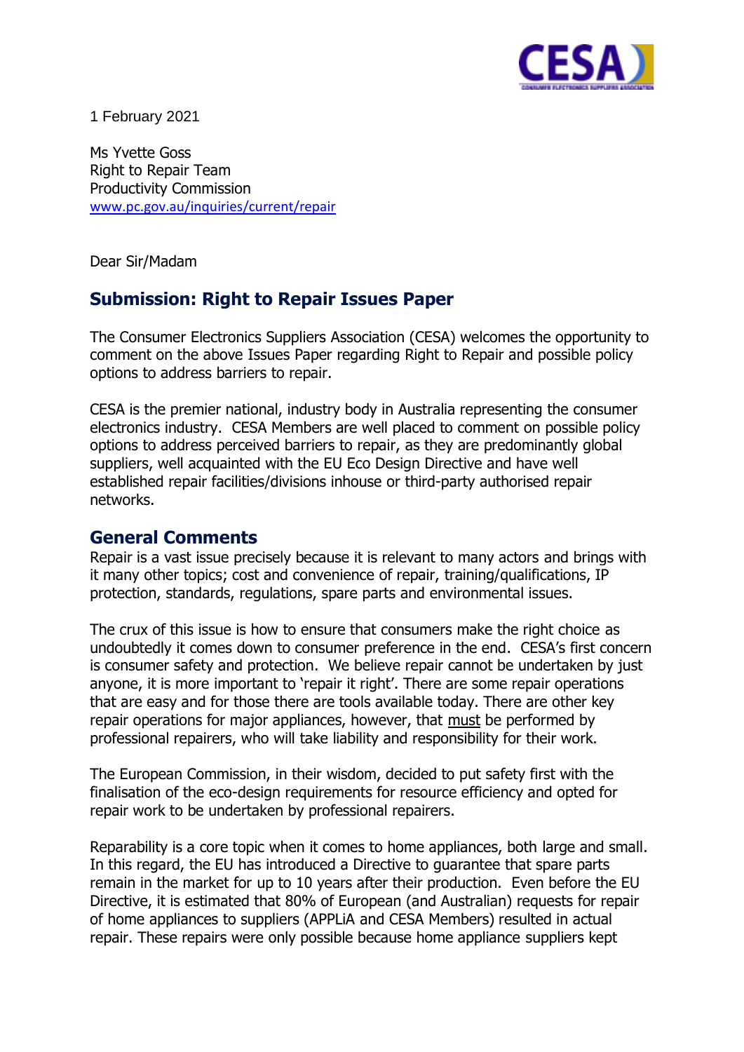1 February 2021

Ms Yvette Goss
Right to Repair Team
Productivity Commission
www.pc.gov.au/inquiries/current/repair

Dear Sir/Madam

## Submission: Right to Repair Issues Paper

The Consumer Electronics Suppliers Association (CESA) welcomes the opportunity to comment on the above Issues Paper regarding Right to Repair and possible policy options to address barriers to repair.

CESA is the premier national, industry body in Australia representing the consumer electronics industry. CESA Members are well placed to comment on possible policy options to address perceived barriers to repair, as they are predominantly global suppliers, well acquainted with the EU Eco Design Directive and have well established repair facilities/divisions inhouse or third-party authorised repair networks.

## General Comments

Repair is a vast issue precisely because it is relevant to many actors and brings with it many other topics; cost and convenience of repair, training/qualifications, IP protection, standards, regulations, spare parts and environmental issues.

The crux of this issue is how to ensure that consumers make the right choice as undoubtedly it comes down to consumer preference in the end. CESA's first concern is consumer safety and protection. We believe repair cannot be undertaken by just anyone, it is more important to 'repair it right'. There are some repair operations that are easy and for those there are tools available today. There are other key repair operations for major appliances, however, that <u>must</u> be performed by professional repairers, who will take liability and responsibility for their work.

The European Commission, in their wisdom, decided to put safety first with the finalisation of the eco-design requirements for resource efficiency and opted for repair work to be undertaken by professional repairers.

Reparability is a core topic when it comes to home appliances, both large and small. In this regard, the EU has introduced a Directive to guarantee that spare parts remain in the market for up to 10 years after their production. Even before the EU Directive, it is estimated that 80% of European (and Australian) requests for repair of home appliances to suppliers (APPLiA and CESA Members) resulted in actual repair. These repairs were only possible because home appliance suppliers kept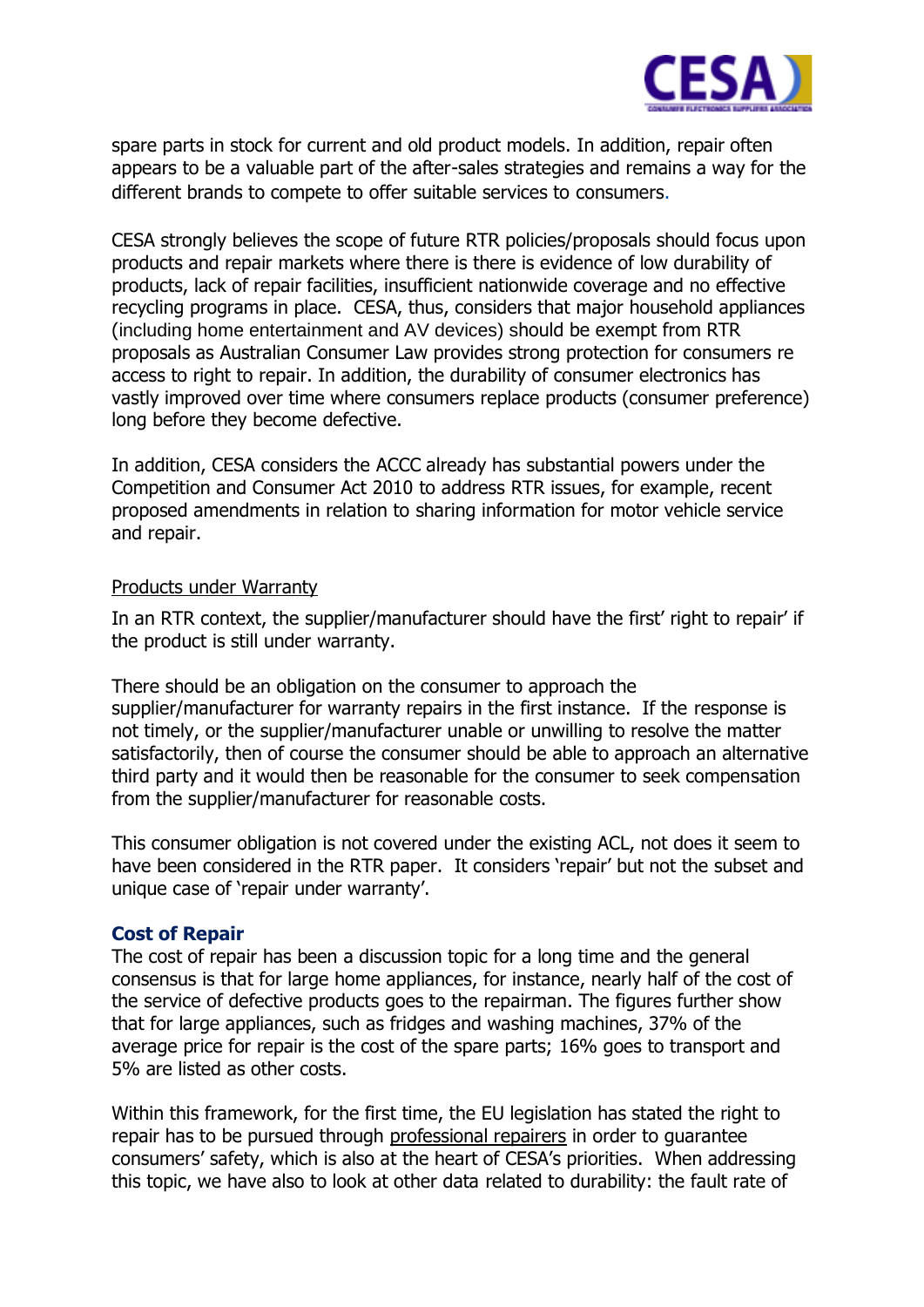spare parts in stock for current and old product models. In addition, repair often appears to be a valuable part of the after-sales strategies and remains a way for the different brands to compete to offer suitable services to consumers.

CESA strongly believes the scope of future RTR policies/proposals should focus upon products and repair markets where there is there is evidence of low durability of products, lack of repair facilities, insufficient nationwide coverage and no effective recycling programs in place. CESA, thus, considers that major household appliances (including home entertainment and AV devices) should be exempt from RTR proposals as Australian Consumer Law provides strong protection for consumers re access to right to repair. In addition, the durability of consumer electronics has vastly improved over time where consumers replace products (consumer preference) long before they become defective.

In addition, CESA considers the ACCC already has substantial powers under the Competition and Consumer Act 2010 to address RTR issues, for example, recent proposed amendments in relation to sharing information for motor vehicle service and repair.

Products under Warranty

In an RTR context, the supplier/manufacturer should have the first' right to repair' if the product is still under warranty.

There should be an obligation on the consumer to approach the supplier/manufacturer for warranty repairs in the first instance. If the response is not timely, or the supplier/manufacturer unable or unwilling to resolve the matter satisfactorily, then of course the consumer should be able to approach an alternative third party and it would then be reasonable for the consumer to seek compensation from the supplier/manufacturer for reasonable costs.

This consumer obligation is not covered under the existing ACL, not does it seem to have been considered in the RTR paper. It considers 'repair' but not the subset and unique case of 'repair under warranty'.

### Cost of Repair

The cost of repair has been a discussion topic for a long time and the general consensus is that for large home appliances, for instance, nearly half of the cost of the service of defective products goes to the repairman. The figures further show that for large appliances, such as fridges and washing machines, 37% of the average price for repair is the cost of the spare parts; 16% goes to transport and 5% are listed as other costs.

Within this framework, for the first time, the EU legislation has stated the right to repair has to be pursued through professional repairers in order to guarantee consumers' safety, which is also at the heart of CESA's priorities. When addressing this topic, we have also to look at other data related to durability: the fault rate of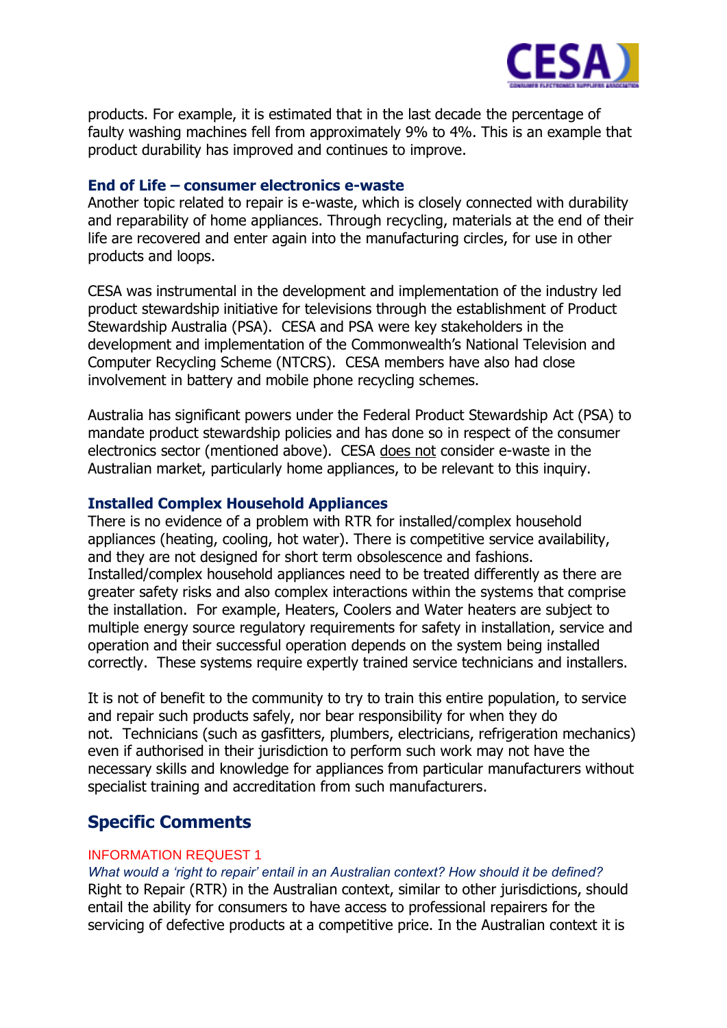products. For example, it is estimated that in the last decade the percentage of faulty washing machines fell from approximately 9% to 4%. This is an example that product durability has improved and continues to improve.

### End of Life – consumer electronics e-waste

Another topic related to repair is e-waste, which is closely connected with durability and reparability of home appliances. Through recycling, materials at the end of their life are recovered and enter again into the manufacturing circles, for use in other products and loops.

CESA was instrumental in the development and implementation of the industry led product stewardship initiative for televisions through the establishment of Product Stewardship Australia (PSA). CESA and PSA were key stakeholders in the development and implementation of the Commonwealth's National Television and Computer Recycling Scheme (NTCRS). CESA members have also had close involvement in battery and mobile phone recycling schemes.

Australia has significant powers under the Federal Product Stewardship Act (PSA) to mandate product stewardship policies and has done so in respect of the consumer electronics sector (mentioned above). CESA does not consider e-waste in the Australian market, particularly home appliances, to be relevant to this inquiry.

### Installed Complex Household Appliances

There is no evidence of a problem with RTR for installed/complex household appliances (heating, cooling, hot water). There is competitive service availability, and they are not designed for short term obsolescence and fashions. Installed/complex household appliances need to be treated differently as there are greater safety risks and also complex interactions within the systems that comprise the installation. For example, Heaters, Coolers and Water heaters are subject to multiple energy source regulatory requirements for safety in installation, service and operation and their successful operation depends on the system being installed correctly. These systems require expertly trained service technicians and installers.

It is not of benefit to the community to try to train this entire population, to service and repair such products safely, nor bear responsibility for when they do not. Technicians (such as gasfitters, plumbers, electricians, refrigeration mechanics) even if authorised in their jurisdiction to perform such work may not have the necessary skills and knowledge for appliances from particular manufacturers without specialist training and accreditation from such manufacturers.

## Specific Comments

INFORMATION REQUEST 1

*What would a 'right to repair' entail in an Australian context? How should it be defined?*

Right to Repair (RTR) in the Australian context, similar to other jurisdictions, should entail the ability for consumers to have access to professional repairers for the servicing of defective products at a competitive price. In the Australian context it is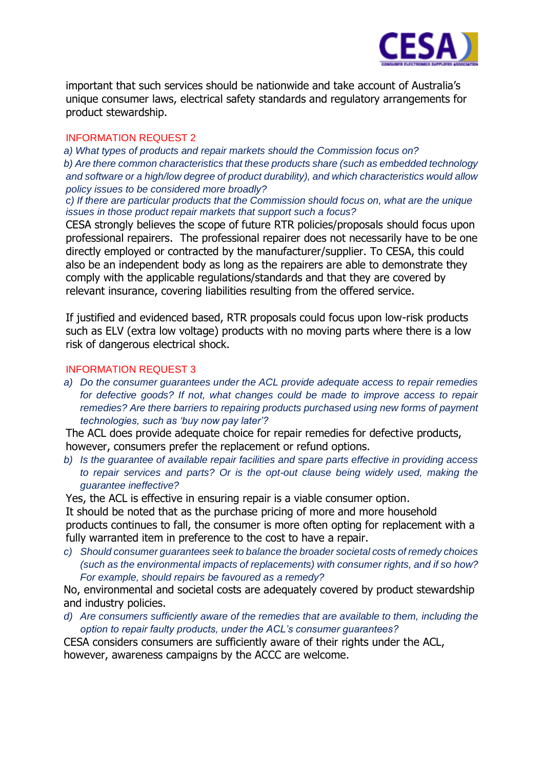important that such services should be nationwide and take account of Australia's unique consumer laws, electrical safety standards and regulatory arrangements for product stewardship.

## INFORMATION REQUEST 2

*a) What types of products and repair markets should the Commission focus on?*

*b) Are there common characteristics that these products share (such as embedded technology and software or a high/low degree of product durability), and which characteristics would allow policy issues to be considered more broadly?*

*c) If there are particular products that the Commission should focus on, what are the unique issues in those product repair markets that support such a focus?*

CESA strongly believes the scope of future RTR policies/proposals should focus upon professional repairers. The professional repairer does not necessarily have to be one directly employed or contracted by the manufacturer/supplier. To CESA, this could also be an independent body as long as the repairers are able to demonstrate they comply with the applicable regulations/standards and that they are covered by relevant insurance, covering liabilities resulting from the offered service.

If justified and evidenced based, RTR proposals could focus upon low-risk products such as ELV (extra low voltage) products with no moving parts where there is a low risk of dangerous electrical shock.

## INFORMATION REQUEST 3

a) *Do the consumer guarantees under the ACL provide adequate access to repair remedies for defective goods? If not, what changes could be made to improve access to repair remedies? Are there barriers to repairing products purchased using new forms of payment technologies, such as 'buy now pay later'?*

The ACL does provide adequate choice for repair remedies for defective products, however, consumers prefer the replacement or refund options.

b) *Is the guarantee of available repair facilities and spare parts effective in providing access to repair services and parts? Or is the opt-out clause being widely used, making the guarantee ineffective?*

Yes, the ACL is effective in ensuring repair is a viable consumer option.
It should be noted that as the purchase pricing of more and more household products continues to fall, the consumer is more often opting for replacement with a fully warranted item in preference to the cost to have a repair.

c) *Should consumer guarantees seek to balance the broader societal costs of remedy choices (such as the environmental impacts of replacements) with consumer rights, and if so how? For example, should repairs be favoured as a remedy?*

No, environmental and societal costs are adequately covered by product stewardship and industry policies.

d) *Are consumers sufficiently aware of the remedies that are available to them, including the option to repair faulty products, under the ACL's consumer guarantees?*

CESA considers consumers are sufficiently aware of their rights under the ACL, however, awareness campaigns by the ACCC are welcome.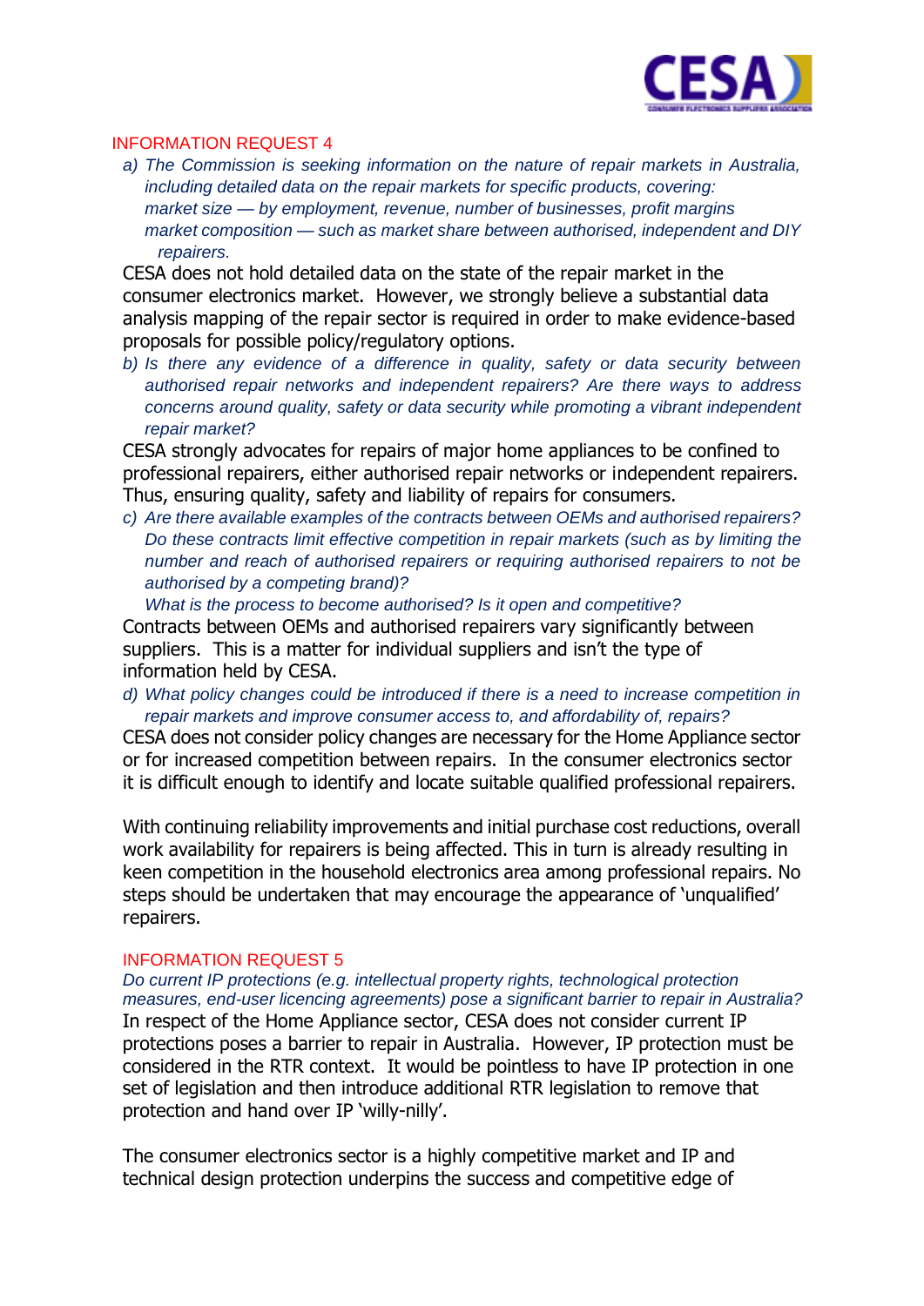## INFORMATION REQUEST 4

a) *The Commission is seeking information on the nature of repair markets in Australia, including detailed data on the repair markets for specific products, covering: market size — by employment, revenue, number of businesses, profit margins market composition — such as market share between authorised, independent and DIY repairers.*

CESA does not hold detailed data on the state of the repair market in the consumer electronics market. However, we strongly believe a substantial data analysis mapping of the repair sector is required in order to make evidence-based proposals for possible policy/regulatory options.

b) *Is there any evidence of a difference in quality, safety or data security between authorised repair networks and independent repairers? Are there ways to address concerns around quality, safety or data security while promoting a vibrant independent repair market?*

CESA strongly advocates for repairs of major home appliances to be confined to professional repairers, either authorised repair networks or independent repairers. Thus, ensuring quality, safety and liability of repairs for consumers.

c) *Are there available examples of the contracts between OEMs and authorised repairers? Do these contracts limit effective competition in repair markets (such as by limiting the number and reach of authorised repairers or requiring authorised repairers to not be authorised by a competing brand)?*
*What is the process to become authorised? Is it open and competitive?*

Contracts between OEMs and authorised repairers vary significantly between suppliers. This is a matter for individual suppliers and isn't the type of information held by CESA.

d) *What policy changes could be introduced if there is a need to increase competition in repair markets and improve consumer access to, and affordability of, repairs?*

CESA does not consider policy changes are necessary for the Home Appliance sector or for increased competition between repairs. In the consumer electronics sector it is difficult enough to identify and locate suitable qualified professional repairers.

With continuing reliability improvements and initial purchase cost reductions, overall work availability for repairers is being affected. This in turn is already resulting in keen competition in the household electronics area among professional repairs. No steps should be undertaken that may encourage the appearance of 'unqualified' repairers.

## INFORMATION REQUEST 5

*Do current IP protections (e.g. intellectual property rights, technological protection measures, end-user licencing agreements) pose a significant barrier to repair in Australia?*

In respect of the Home Appliance sector, CESA does not consider current IP protections poses a barrier to repair in Australia. However, IP protection must be considered in the RTR context. It would be pointless to have IP protection in one set of legislation and then introduce additional RTR legislation to remove that protection and hand over IP 'willy-nilly'.

The consumer electronics sector is a highly competitive market and IP and technical design protection underpins the success and competitive edge of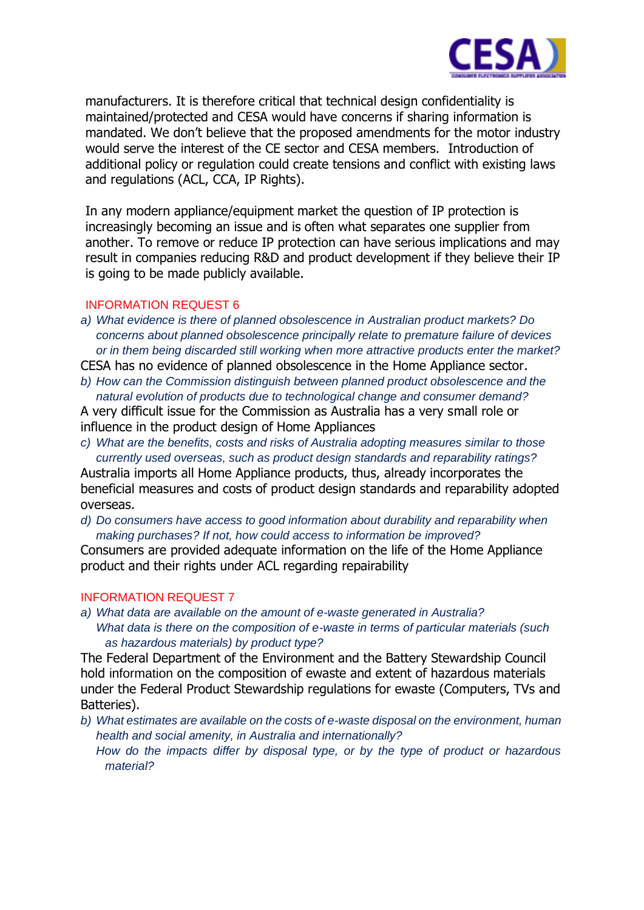manufacturers. It is therefore critical that technical design confidentiality is maintained/protected and CESA would have concerns if sharing information is mandated. We don't believe that the proposed amendments for the motor industry would serve the interest of the CE sector and CESA members. Introduction of additional policy or regulation could create tensions and conflict with existing laws and regulations (ACL, CCA, IP Rights).

In any modern appliance/equipment market the question of IP protection is increasingly becoming an issue and is often what separates one supplier from another. To remove or reduce IP protection can have serious implications and may result in companies reducing R&D and product development if they believe their IP is going to be made publicly available.

## INFORMATION REQUEST 6

*a) What evidence is there of planned obsolescence in Australian product markets? Do concerns about planned obsolescence principally relate to premature failure of devices or in them being discarded still working when more attractive products enter the market?*

CESA has no evidence of planned obsolescence in the Home Appliance sector.

*b) How can the Commission distinguish between planned product obsolescence and the natural evolution of products due to technological change and consumer demand?*

A very difficult issue for the Commission as Australia has a very small role or influence in the product design of Home Appliances

*c) What are the benefits, costs and risks of Australia adopting measures similar to those currently used overseas, such as product design standards and reparability ratings?*

Australia imports all Home Appliance products, thus, already incorporates the beneficial measures and costs of product design standards and reparability adopted overseas.

*d) Do consumers have access to good information about durability and reparability when making purchases? If not, how could access to information be improved?*

Consumers are provided adequate information on the life of the Home Appliance product and their rights under ACL regarding repairability

## INFORMATION REQUEST 7

*a) What data are available on the amount of e-waste generated in Australia?*
*What data is there on the composition of e-waste in terms of particular materials (such as hazardous materials) by product type?*

The Federal Department of the Environment and the Battery Stewardship Council hold information on the composition of ewaste and extent of hazardous materials under the Federal Product Stewardship regulations for ewaste (Computers, TVs and Batteries).

*b) What estimates are available on the costs of e-waste disposal on the environment, human health and social amenity, in Australia and internationally?*
*How do the impacts differ by disposal type, or by the type of product or hazardous material?*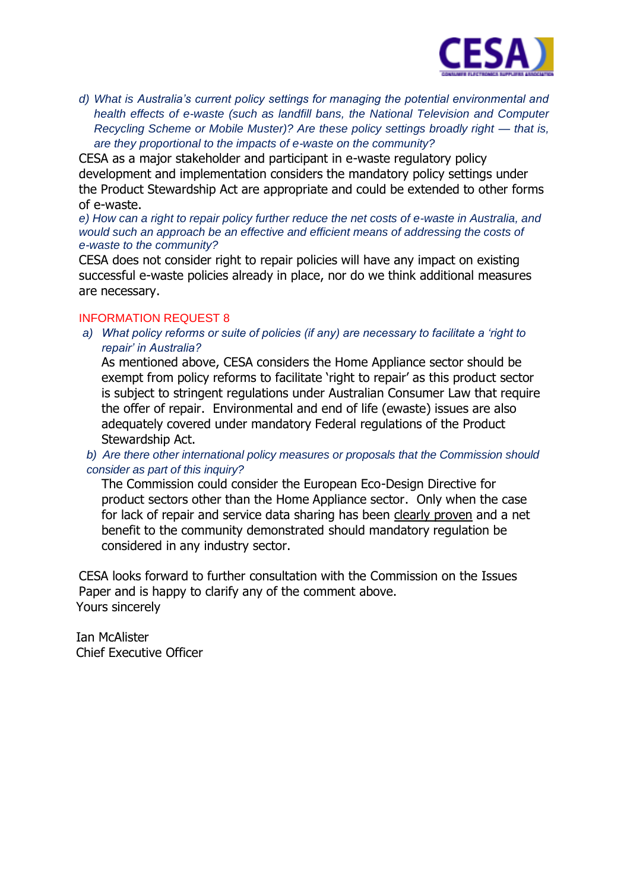*d) What is Australia's current policy settings for managing the potential environmental and health effects of e-waste (such as landfill bans, the National Television and Computer Recycling Scheme or Mobile Muster)? Are these policy settings broadly right — that is, are they proportional to the impacts of e-waste on the community?*

CESA as a major stakeholder and participant in e-waste regulatory policy development and implementation considers the mandatory policy settings under the Product Stewardship Act are appropriate and could be extended to other forms of e-waste.

*e) How can a right to repair policy further reduce the net costs of e-waste in Australia, and would such an approach be an effective and efficient means of addressing the costs of e-waste to the community?*

CESA does not consider right to repair policies will have any impact on existing successful e-waste policies already in place, nor do we think additional measures are necessary.

## INFORMATION REQUEST 8

*a) What policy reforms or suite of policies (if any) are necessary to facilitate a 'right to repair' in Australia?*

As mentioned above, CESA considers the Home Appliance sector should be exempt from policy reforms to facilitate 'right to repair' as this product sector is subject to stringent regulations under Australian Consumer Law that require the offer of repair. Environmental and end of life (ewaste) issues are also adequately covered under mandatory Federal regulations of the Product Stewardship Act.

*b) Are there other international policy measures or proposals that the Commission should consider as part of this inquiry?*

The Commission could consider the European Eco-Design Directive for product sectors other than the Home Appliance sector. Only when the case for lack of repair and service data sharing has been <u>clearly proven</u> and a net benefit to the community demonstrated should mandatory regulation be considered in any industry sector.

CESA looks forward to further consultation with the Commission on the Issues Paper and is happy to clarify any of the comment above.

Yours sincerely

Ian McAlister
Chief Executive Officer